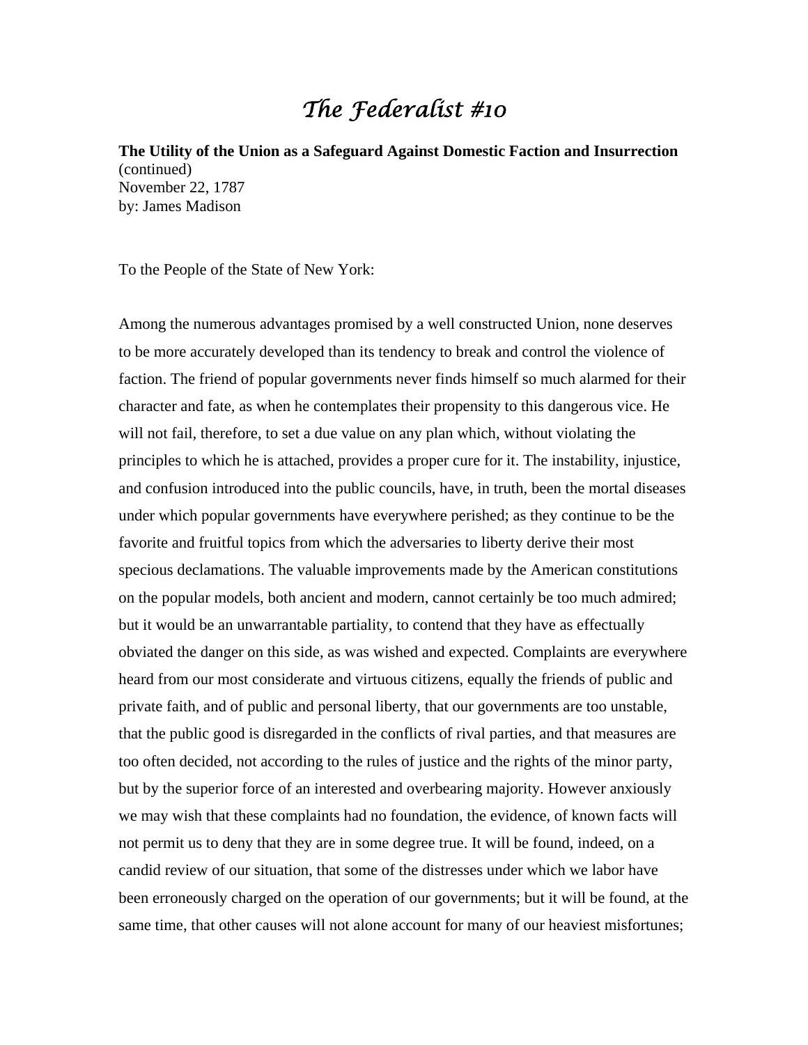# *The Federalist #10*

**The Utility of the Union as a Safeguard Against Domestic Faction and Insurrection**
(continued)
November 22, 1787
by: James Madison

To the People of the State of New York:

Among the numerous advantages promised by a well constructed Union, none deserves to be more accurately developed than its tendency to break and control the violence of faction. The friend of popular governments never finds himself so much alarmed for their character and fate, as when he contemplates their propensity to this dangerous vice. He will not fail, therefore, to set a due value on any plan which, without violating the principles to which he is attached, provides a proper cure for it. The instability, injustice, and confusion introduced into the public councils, have, in truth, been the mortal diseases under which popular governments have everywhere perished; as they continue to be the favorite and fruitful topics from which the adversaries to liberty derive their most specious declamations. The valuable improvements made by the American constitutions on the popular models, both ancient and modern, cannot certainly be too much admired; but it would be an unwarrantable partiality, to contend that they have as effectually obviated the danger on this side, as was wished and expected. Complaints are everywhere heard from our most considerate and virtuous citizens, equally the friends of public and private faith, and of public and personal liberty, that our governments are too unstable, that the public good is disregarded in the conflicts of rival parties, and that measures are too often decided, not according to the rules of justice and the rights of the minor party, but by the superior force of an interested and overbearing majority. However anxiously we may wish that these complaints had no foundation, the evidence, of known facts will not permit us to deny that they are in some degree true. It will be found, indeed, on a candid review of our situation, that some of the distresses under which we labor have been erroneously charged on the operation of our governments; but it will be found, at the same time, that other causes will not alone account for many of our heaviest misfortunes;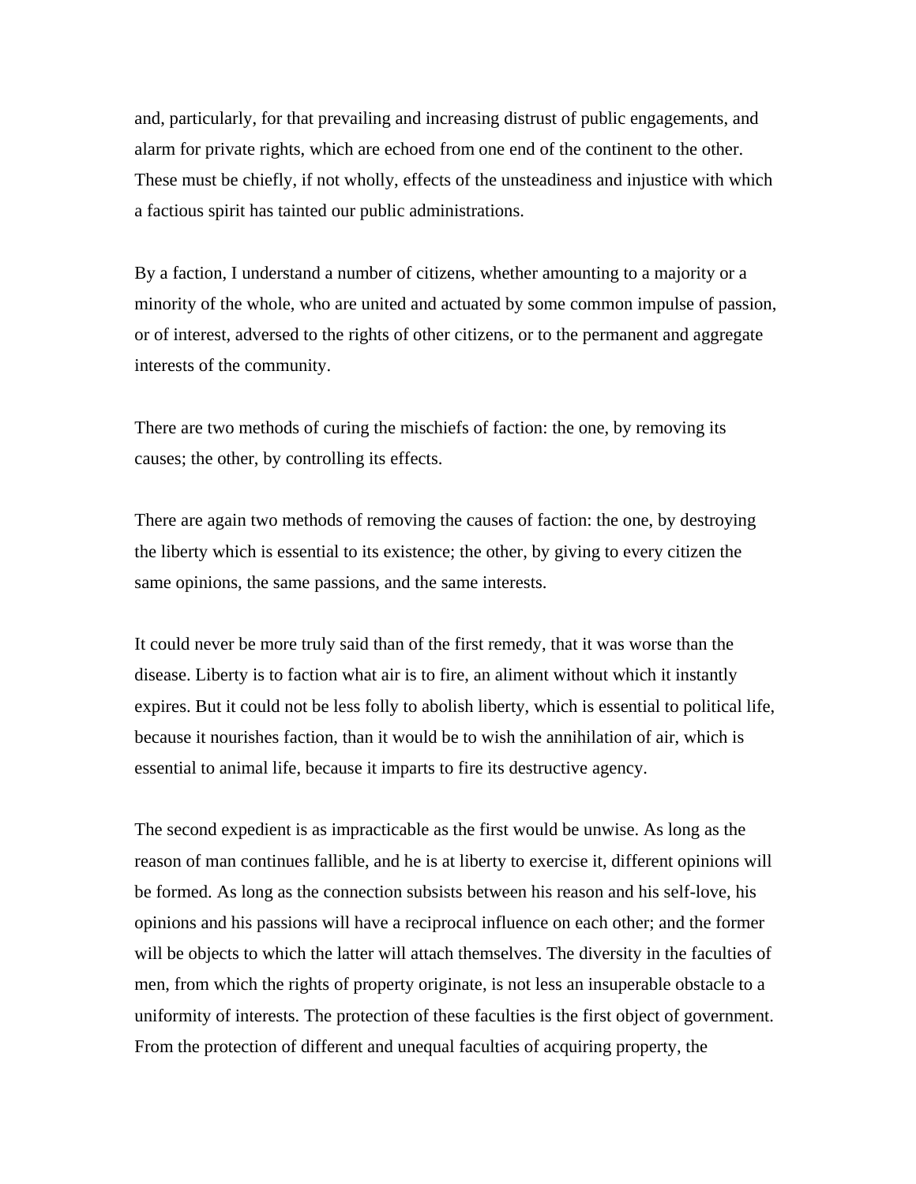and, particularly, for that prevailing and increasing distrust of public engagements, and alarm for private rights, which are echoed from one end of the continent to the other. These must be chiefly, if not wholly, effects of the unsteadiness and injustice with which a factious spirit has tainted our public administrations.

By a faction, I understand a number of citizens, whether amounting to a majority or a minority of the whole, who are united and actuated by some common impulse of passion, or of interest, adversed to the rights of other citizens, or to the permanent and aggregate interests of the community.

There are two methods of curing the mischiefs of faction: the one, by removing its causes; the other, by controlling its effects.

There are again two methods of removing the causes of faction: the one, by destroying the liberty which is essential to its existence; the other, by giving to every citizen the same opinions, the same passions, and the same interests.

It could never be more truly said than of the first remedy, that it was worse than the disease. Liberty is to faction what air is to fire, an aliment without which it instantly expires. But it could not be less folly to abolish liberty, which is essential to political life, because it nourishes faction, than it would be to wish the annihilation of air, which is essential to animal life, because it imparts to fire its destructive agency.

The second expedient is as impracticable as the first would be unwise. As long as the reason of man continues fallible, and he is at liberty to exercise it, different opinions will be formed. As long as the connection subsists between his reason and his self-love, his opinions and his passions will have a reciprocal influence on each other; and the former will be objects to which the latter will attach themselves. The diversity in the faculties of men, from which the rights of property originate, is not less an insuperable obstacle to a uniformity of interests. The protection of these faculties is the first object of government. From the protection of different and unequal faculties of acquiring property, the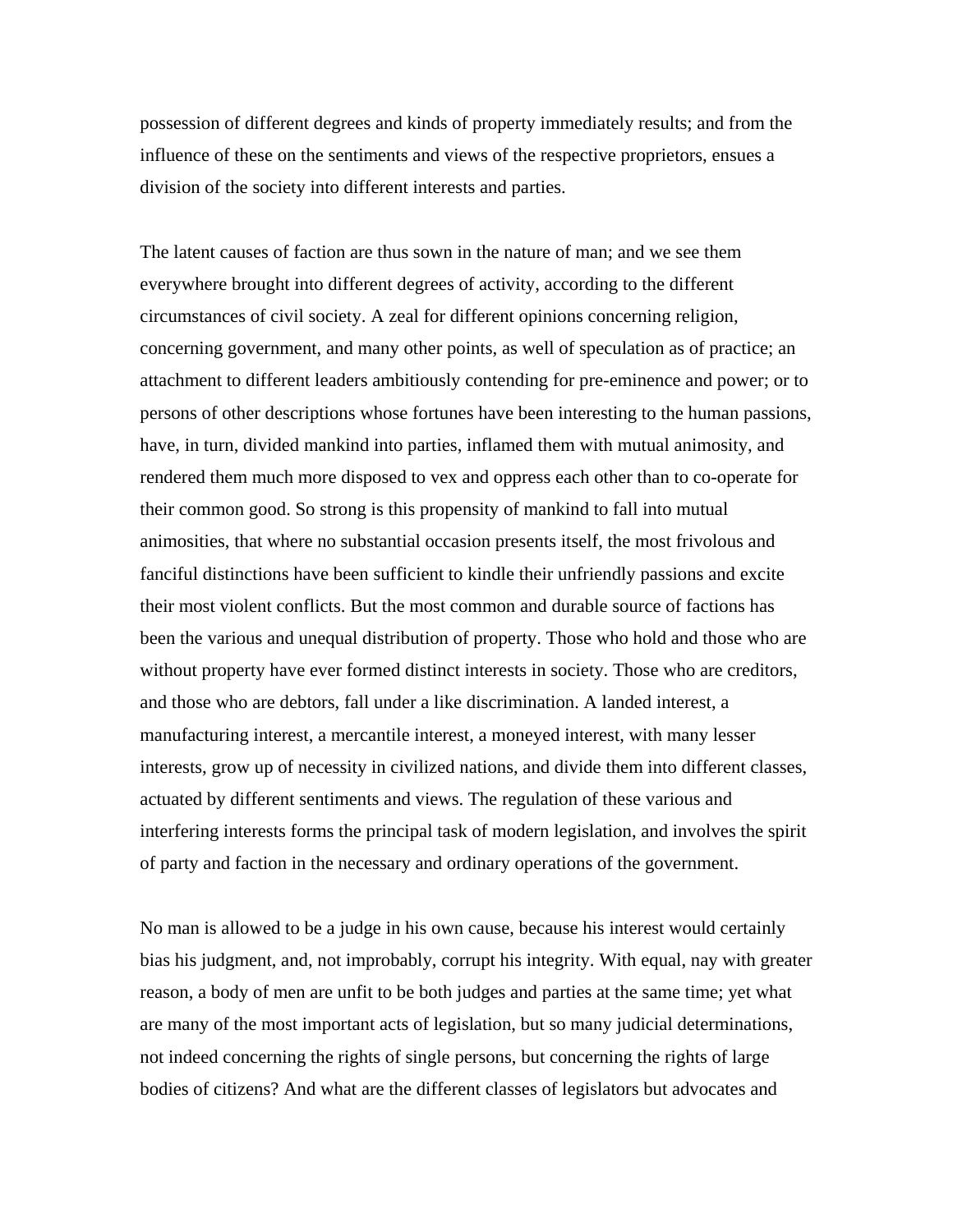possession of different degrees and kinds of property immediately results; and from the influence of these on the sentiments and views of the respective proprietors, ensues a division of the society into different interests and parties.

The latent causes of faction are thus sown in the nature of man; and we see them everywhere brought into different degrees of activity, according to the different circumstances of civil society. A zeal for different opinions concerning religion, concerning government, and many other points, as well of speculation as of practice; an attachment to different leaders ambitiously contending for pre-eminence and power; or to persons of other descriptions whose fortunes have been interesting to the human passions, have, in turn, divided mankind into parties, inflamed them with mutual animosity, and rendered them much more disposed to vex and oppress each other than to co-operate for their common good. So strong is this propensity of mankind to fall into mutual animosities, that where no substantial occasion presents itself, the most frivolous and fanciful distinctions have been sufficient to kindle their unfriendly passions and excite their most violent conflicts. But the most common and durable source of factions has been the various and unequal distribution of property. Those who hold and those who are without property have ever formed distinct interests in society. Those who are creditors, and those who are debtors, fall under a like discrimination. A landed interest, a manufacturing interest, a mercantile interest, a moneyed interest, with many lesser interests, grow up of necessity in civilized nations, and divide them into different classes, actuated by different sentiments and views. The regulation of these various and interfering interests forms the principal task of modern legislation, and involves the spirit of party and faction in the necessary and ordinary operations of the government.

No man is allowed to be a judge in his own cause, because his interest would certainly bias his judgment, and, not improbably, corrupt his integrity. With equal, nay with greater reason, a body of men are unfit to be both judges and parties at the same time; yet what are many of the most important acts of legislation, but so many judicial determinations, not indeed concerning the rights of single persons, but concerning the rights of large bodies of citizens? And what are the different classes of legislators but advocates and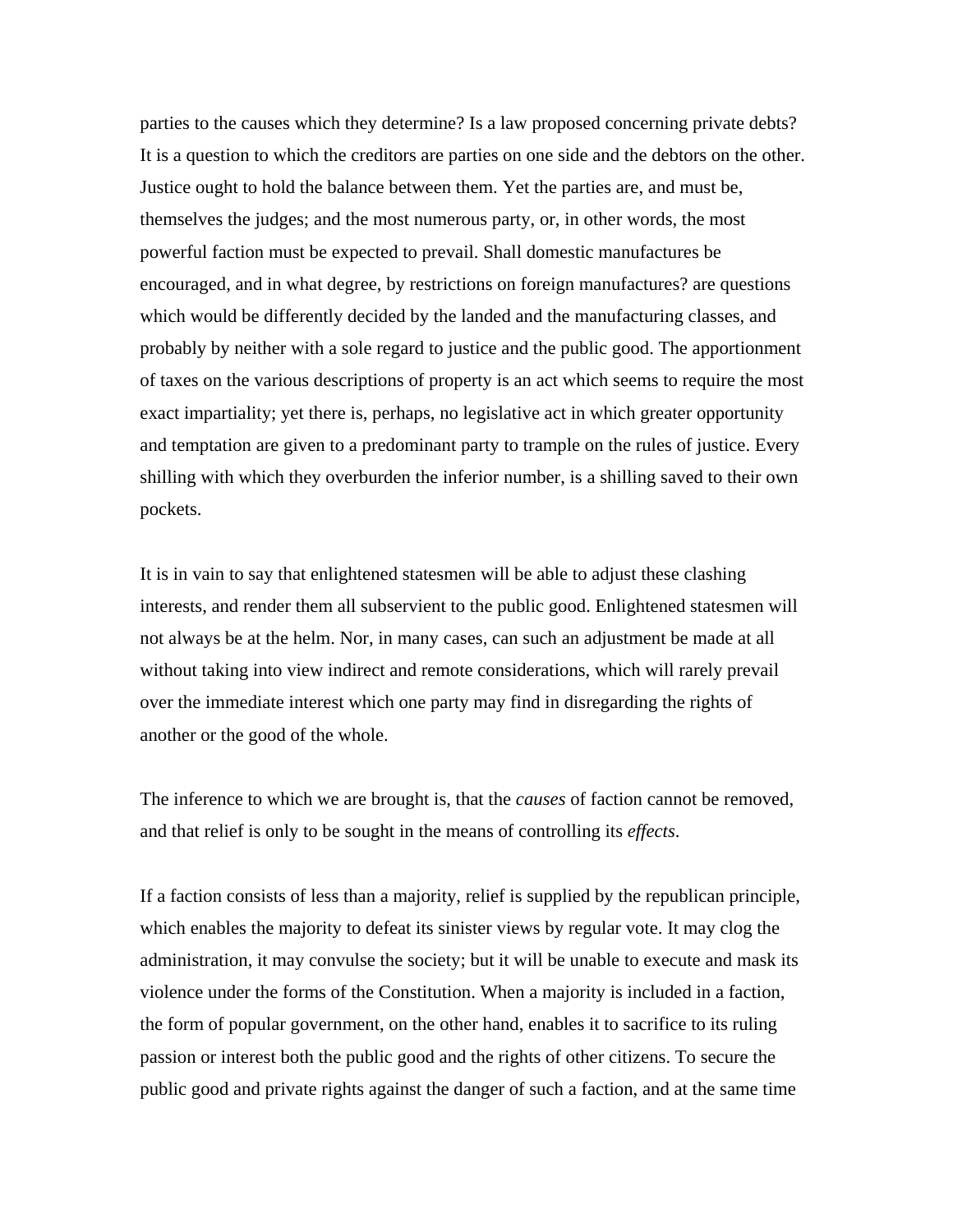parties to the causes which they determine? Is a law proposed concerning private debts? It is a question to which the creditors are parties on one side and the debtors on the other. Justice ought to hold the balance between them. Yet the parties are, and must be, themselves the judges; and the most numerous party, or, in other words, the most powerful faction must be expected to prevail. Shall domestic manufactures be encouraged, and in what degree, by restrictions on foreign manufactures? are questions which would be differently decided by the landed and the manufacturing classes, and probably by neither with a sole regard to justice and the public good. The apportionment of taxes on the various descriptions of property is an act which seems to require the most exact impartiality; yet there is, perhaps, no legislative act in which greater opportunity and temptation are given to a predominant party to trample on the rules of justice. Every shilling with which they overburden the inferior number, is a shilling saved to their own pockets.

It is in vain to say that enlightened statesmen will be able to adjust these clashing interests, and render them all subservient to the public good. Enlightened statesmen will not always be at the helm. Nor, in many cases, can such an adjustment be made at all without taking into view indirect and remote considerations, which will rarely prevail over the immediate interest which one party may find in disregarding the rights of another or the good of the whole.

The inference to which we are brought is, that the *causes* of faction cannot be removed, and that relief is only to be sought in the means of controlling its *effects*.

If a faction consists of less than a majority, relief is supplied by the republican principle, which enables the majority to defeat its sinister views by regular vote. It may clog the administration, it may convulse the society; but it will be unable to execute and mask its violence under the forms of the Constitution. When a majority is included in a faction, the form of popular government, on the other hand, enables it to sacrifice to its ruling passion or interest both the public good and the rights of other citizens. To secure the public good and private rights against the danger of such a faction, and at the same time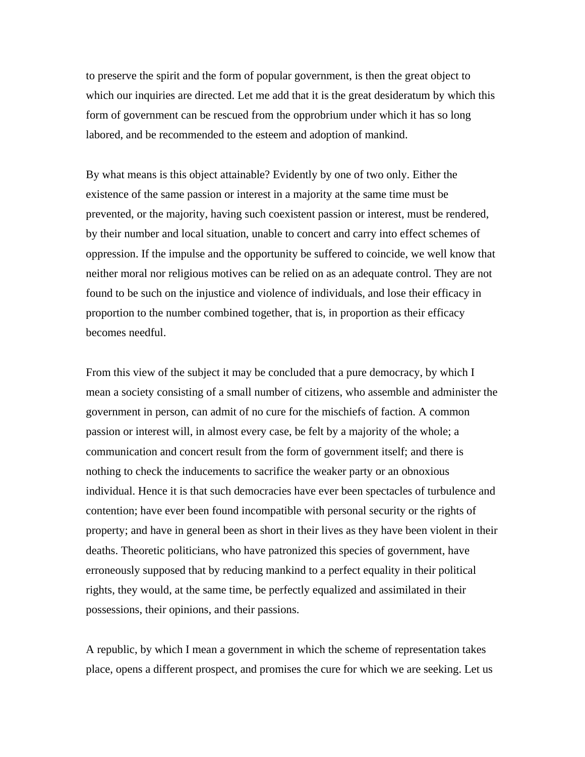to preserve the spirit and the form of popular government, is then the great object to which our inquiries are directed. Let me add that it is the great desideratum by which this form of government can be rescued from the opprobrium under which it has so long labored, and be recommended to the esteem and adoption of mankind.

By what means is this object attainable? Evidently by one of two only. Either the existence of the same passion or interest in a majority at the same time must be prevented, or the majority, having such coexistent passion or interest, must be rendered, by their number and local situation, unable to concert and carry into effect schemes of oppression. If the impulse and the opportunity be suffered to coincide, we well know that neither moral nor religious motives can be relied on as an adequate control. They are not found to be such on the injustice and violence of individuals, and lose their efficacy in proportion to the number combined together, that is, in proportion as their efficacy becomes needful.

From this view of the subject it may be concluded that a pure democracy, by which I mean a society consisting of a small number of citizens, who assemble and administer the government in person, can admit of no cure for the mischiefs of faction. A common passion or interest will, in almost every case, be felt by a majority of the whole; a communication and concert result from the form of government itself; and there is nothing to check the inducements to sacrifice the weaker party or an obnoxious individual. Hence it is that such democracies have ever been spectacles of turbulence and contention; have ever been found incompatible with personal security or the rights of property; and have in general been as short in their lives as they have been violent in their deaths. Theoretic politicians, who have patronized this species of government, have erroneously supposed that by reducing mankind to a perfect equality in their political rights, they would, at the same time, be perfectly equalized and assimilated in their possessions, their opinions, and their passions.

A republic, by which I mean a government in which the scheme of representation takes place, opens a different prospect, and promises the cure for which we are seeking. Let us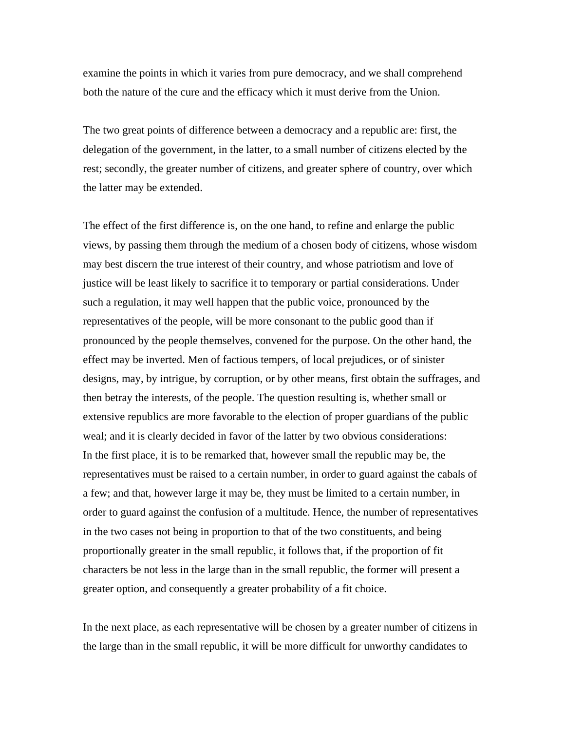examine the points in which it varies from pure democracy, and we shall comprehend both the nature of the cure and the efficacy which it must derive from the Union.

The two great points of difference between a democracy and a republic are: first, the delegation of the government, in the latter, to a small number of citizens elected by the rest; secondly, the greater number of citizens, and greater sphere of country, over which the latter may be extended.

The effect of the first difference is, on the one hand, to refine and enlarge the public views, by passing them through the medium of a chosen body of citizens, whose wisdom may best discern the true interest of their country, and whose patriotism and love of justice will be least likely to sacrifice it to temporary or partial considerations. Under such a regulation, it may well happen that the public voice, pronounced by the representatives of the people, will be more consonant to the public good than if pronounced by the people themselves, convened for the purpose. On the other hand, the effect may be inverted. Men of factious tempers, of local prejudices, or of sinister designs, may, by intrigue, by corruption, or by other means, first obtain the suffrages, and then betray the interests, of the people. The question resulting is, whether small or extensive republics are more favorable to the election of proper guardians of the public weal; and it is clearly decided in favor of the latter by two obvious considerations:
In the first place, it is to be remarked that, however small the republic may be, the representatives must be raised to a certain number, in order to guard against the cabals of a few; and that, however large it may be, they must be limited to a certain number, in order to guard against the confusion of a multitude. Hence, the number of representatives in the two cases not being in proportion to that of the two constituents, and being proportionally greater in the small republic, it follows that, if the proportion of fit characters be not less in the large than in the small republic, the former will present a greater option, and consequently a greater probability of a fit choice.

In the next place, as each representative will be chosen by a greater number of citizens in the large than in the small republic, it will be more difficult for unworthy candidates to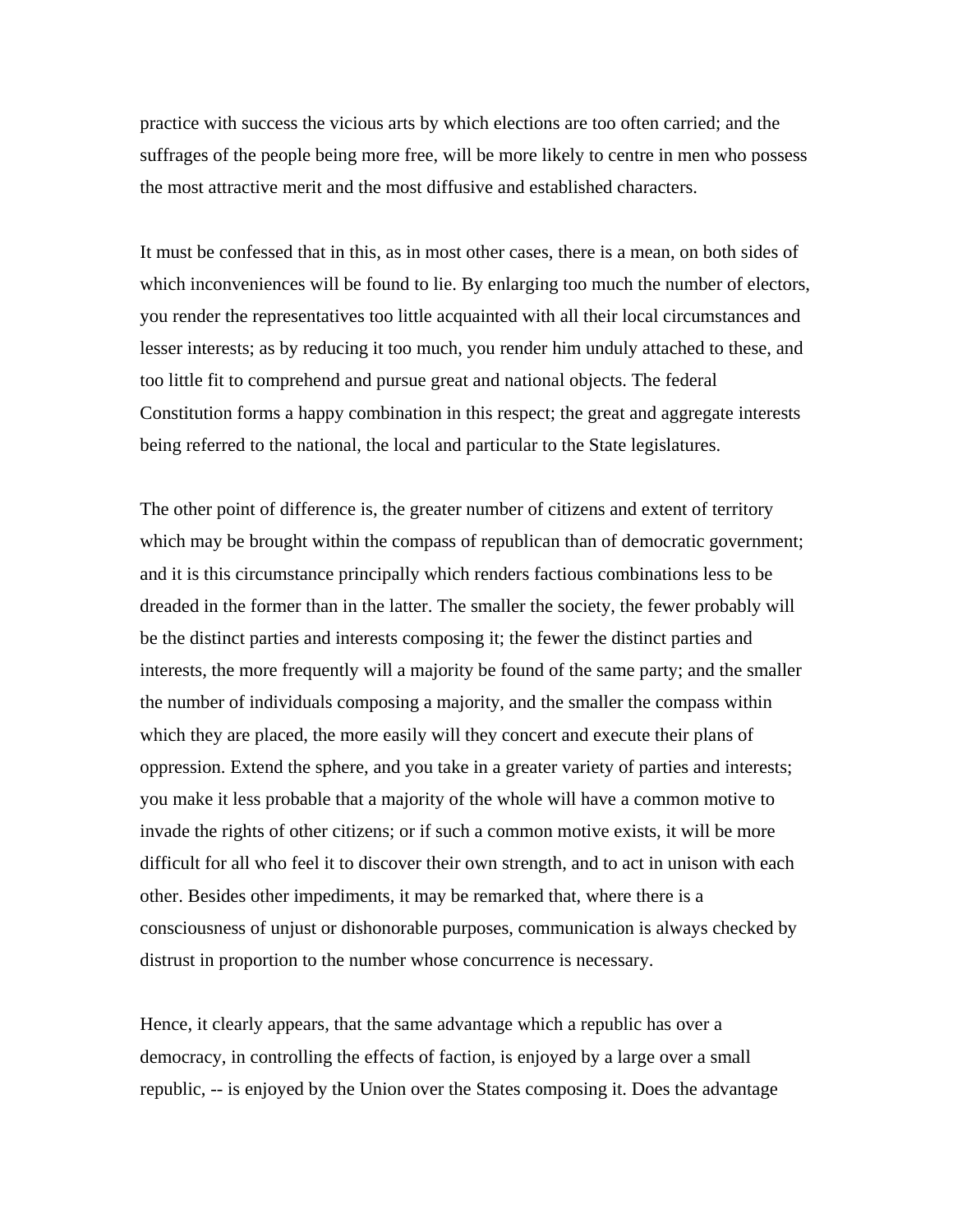practice with success the vicious arts by which elections are too often carried; and the suffrages of the people being more free, will be more likely to centre in men who possess the most attractive merit and the most diffusive and established characters.

It must be confessed that in this, as in most other cases, there is a mean, on both sides of which inconveniences will be found to lie. By enlarging too much the number of electors, you render the representatives too little acquainted with all their local circumstances and lesser interests; as by reducing it too much, you render him unduly attached to these, and too little fit to comprehend and pursue great and national objects. The federal Constitution forms a happy combination in this respect; the great and aggregate interests being referred to the national, the local and particular to the State legislatures.

The other point of difference is, the greater number of citizens and extent of territory which may be brought within the compass of republican than of democratic government; and it is this circumstance principally which renders factious combinations less to be dreaded in the former than in the latter. The smaller the society, the fewer probably will be the distinct parties and interests composing it; the fewer the distinct parties and interests, the more frequently will a majority be found of the same party; and the smaller the number of individuals composing a majority, and the smaller the compass within which they are placed, the more easily will they concert and execute their plans of oppression. Extend the sphere, and you take in a greater variety of parties and interests; you make it less probable that a majority of the whole will have a common motive to invade the rights of other citizens; or if such a common motive exists, it will be more difficult for all who feel it to discover their own strength, and to act in unison with each other. Besides other impediments, it may be remarked that, where there is a consciousness of unjust or dishonorable purposes, communication is always checked by distrust in proportion to the number whose concurrence is necessary.

Hence, it clearly appears, that the same advantage which a republic has over a democracy, in controlling the effects of faction, is enjoyed by a large over a small republic, -- is enjoyed by the Union over the States composing it. Does the advantage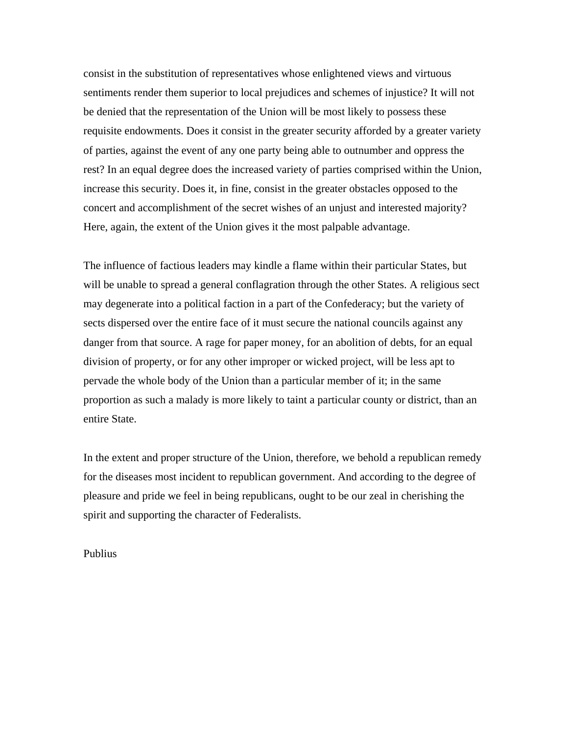consist in the substitution of representatives whose enlightened views and virtuous sentiments render them superior to local prejudices and schemes of injustice? It will not be denied that the representation of the Union will be most likely to possess these requisite endowments. Does it consist in the greater security afforded by a greater variety of parties, against the event of any one party being able to outnumber and oppress the rest? In an equal degree does the increased variety of parties comprised within the Union, increase this security. Does it, in fine, consist in the greater obstacles opposed to the concert and accomplishment of the secret wishes of an unjust and interested majority? Here, again, the extent of the Union gives it the most palpable advantage.

The influence of factious leaders may kindle a flame within their particular States, but will be unable to spread a general conflagration through the other States. A religious sect may degenerate into a political faction in a part of the Confederacy; but the variety of sects dispersed over the entire face of it must secure the national councils against any danger from that source. A rage for paper money, for an abolition of debts, for an equal division of property, or for any other improper or wicked project, will be less apt to pervade the whole body of the Union than a particular member of it; in the same proportion as such a malady is more likely to taint a particular county or district, than an entire State.

In the extent and proper structure of the Union, therefore, we behold a republican remedy for the diseases most incident to republican government. And according to the degree of pleasure and pride we feel in being republicans, ought to be our zeal in cherishing the spirit and supporting the character of Federalists.

Publius